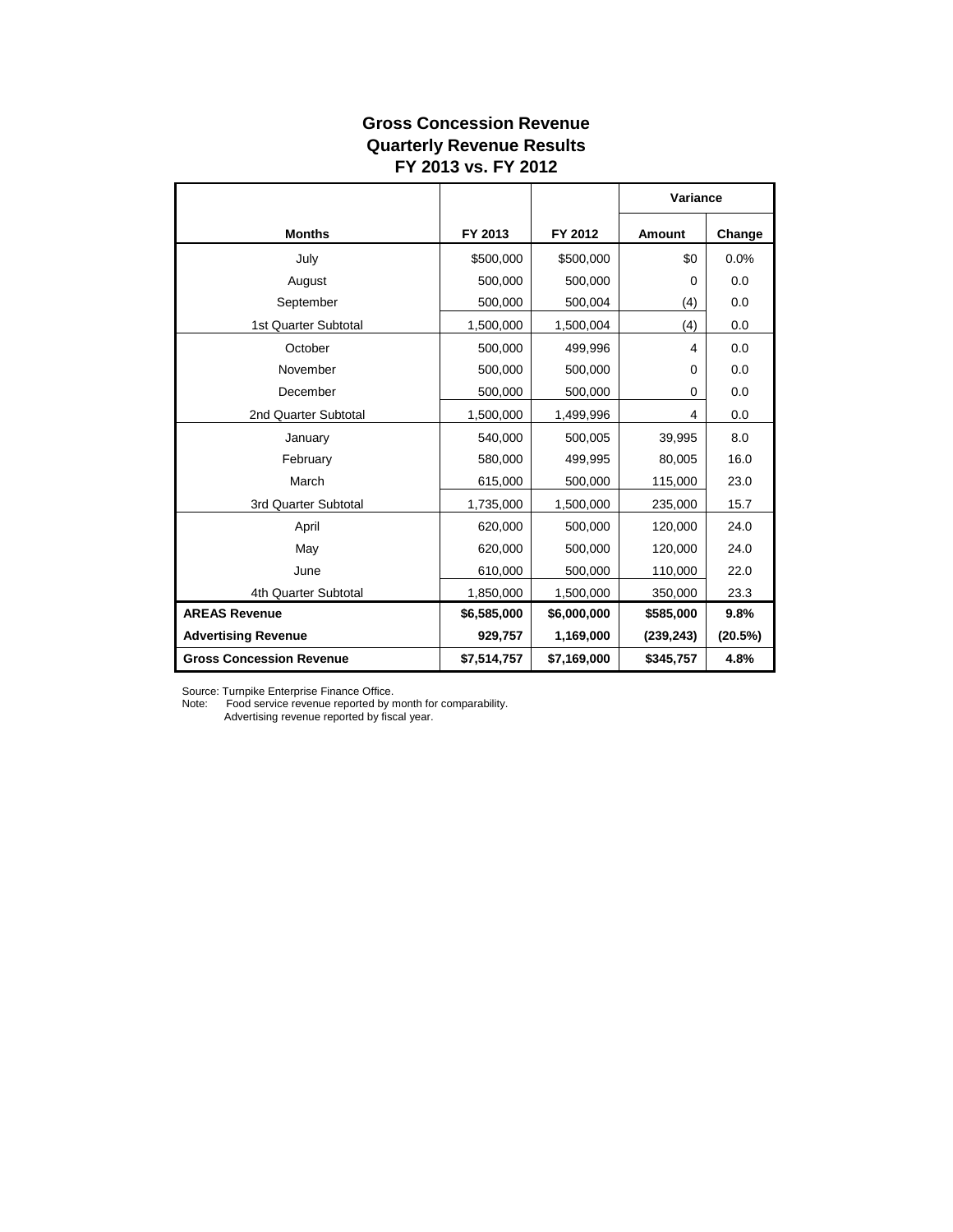# Gross Concession Revenue
## Quarterly Revenue Results
## FY 2013 vs. FY 2012

| | | | Variance | |
|---|---|---|---|---|
| **Months** | **FY 2013** | **FY 2012** | **Amount** | **Change** |
| July | $500,000 | $500,000 | $0 | 0.0% |
| August | 500,000 | 500,000 | 0 | 0.0 |
| September | 500,000 | 500,004 | (4) | 0.0 |
| 1st Quarter Subtotal | 1,500,000 | 1,500,004 | (4) | 0.0 |
| October | 500,000 | 499,996 | 4 | 0.0 |
| November | 500,000 | 500,000 | 0 | 0.0 |
| December | 500,000 | 500,000 | 0 | 0.0 |
| 2nd Quarter Subtotal | 1,500,000 | 1,499,996 | 4 | 0.0 |
| January | 540,000 | 500,005 | 39,995 | 8.0 |
| February | 580,000 | 499,995 | 80,005 | 16.0 |
| March | 615,000 | 500,000 | 115,000 | 23.0 |
| 3rd Quarter Subtotal | 1,735,000 | 1,500,000 | 235,000 | 15.7 |
| April | 620,000 | 500,000 | 120,000 | 24.0 |
| May | 620,000 | 500,000 | 120,000 | 24.0 |
| June | 610,000 | 500,000 | 110,000 | 22.0 |
| 4th Quarter Subtotal | 1,850,000 | 1,500,000 | 350,000 | 23.3 |
| **AREAS Revenue** | **$6,585,000** | **$6,000,000** | **$585,000** | **9.8%** |
| **Advertising Revenue** | **929,757** | **1,169,000** | **(239,243)** | **(20.5%)** |
| **Gross Concession Revenue** | **$7,514,757** | **$7,169,000** | **$345,757** | **4.8%** |

Source: Turnpike Enterprise Finance Office.
Note: Food service revenue reported by month for comparability.
Advertising revenue reported by fiscal year.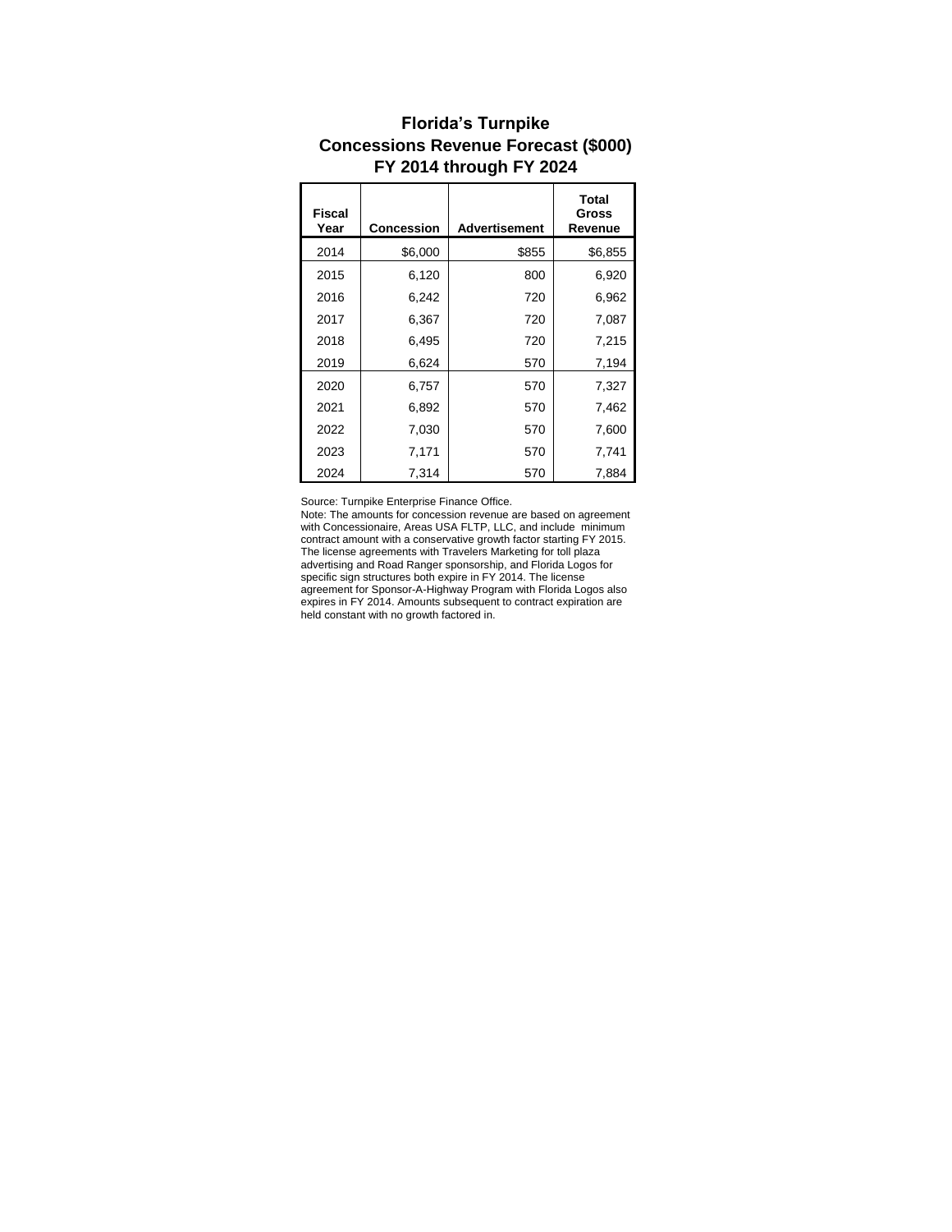# Florida's Turnpike
## Concessions Revenue Forecast ($000)
## FY 2014 through FY 2024

| Fiscal Year | Concession | Advertisement | Total Gross Revenue |
|---|---|---|---|
| 2014 | $6,000 | $855 | $6,855 |
| 2015 | 6,120 | 800 | 6,920 |
| 2016 | 6,242 | 720 | 6,962 |
| 2017 | 6,367 | 720 | 7,087 |
| 2018 | 6,495 | 720 | 7,215 |
| 2019 | 6,624 | 570 | 7,194 |
| 2020 | 6,757 | 570 | 7,327 |
| 2021 | 6,892 | 570 | 7,462 |
| 2022 | 7,030 | 570 | 7,600 |
| 2023 | 7,171 | 570 | 7,741 |
| 2024 | 7,314 | 570 | 7,884 |

Source: Turnpike Enterprise Finance Office.

Note: The amounts for concession revenue are based on agreement with Concessionaire, Areas USA FLTP, LLC, and include minimum contract amount with a conservative growth factor starting FY 2015. The license agreements with Travelers Marketing for toll plaza advertising and Road Ranger sponsorship, and Florida Logos for specific sign structures both expire in FY 2014. The license agreement for Sponsor-A-Highway Program with Florida Logos also expires in FY 2014. Amounts subsequent to contract expiration are held constant with no growth factored in.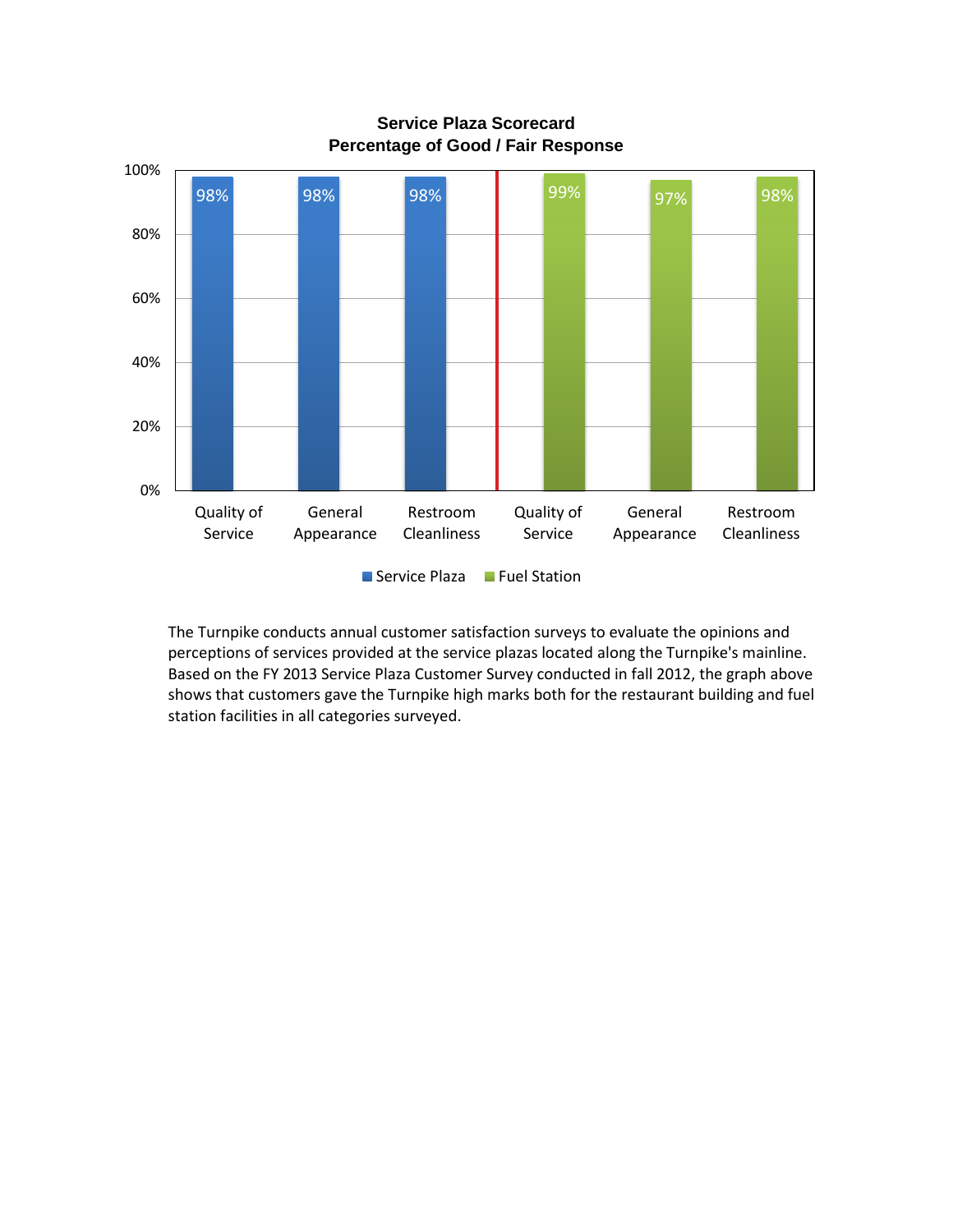**Service Plaza Scorecard**
**Percentage of Good / Fair Response**

| | Quality of Service | General Appearance | Restroom Cleanliness |
|---|---|---|---|
| Service Plaza | 98% | 98% | 98% |
| Fuel Station | 99% | 97% | 98% |

The Turnpike conducts annual customer satisfaction surveys to evaluate the opinions and perceptions of services provided at the service plazas located along the Turnpike's mainline. Based on the FY 2013 Service Plaza Customer Survey conducted in fall 2012, the graph above shows that customers gave the Turnpike high marks both for the restaurant building and fuel station facilities in all categories surveyed.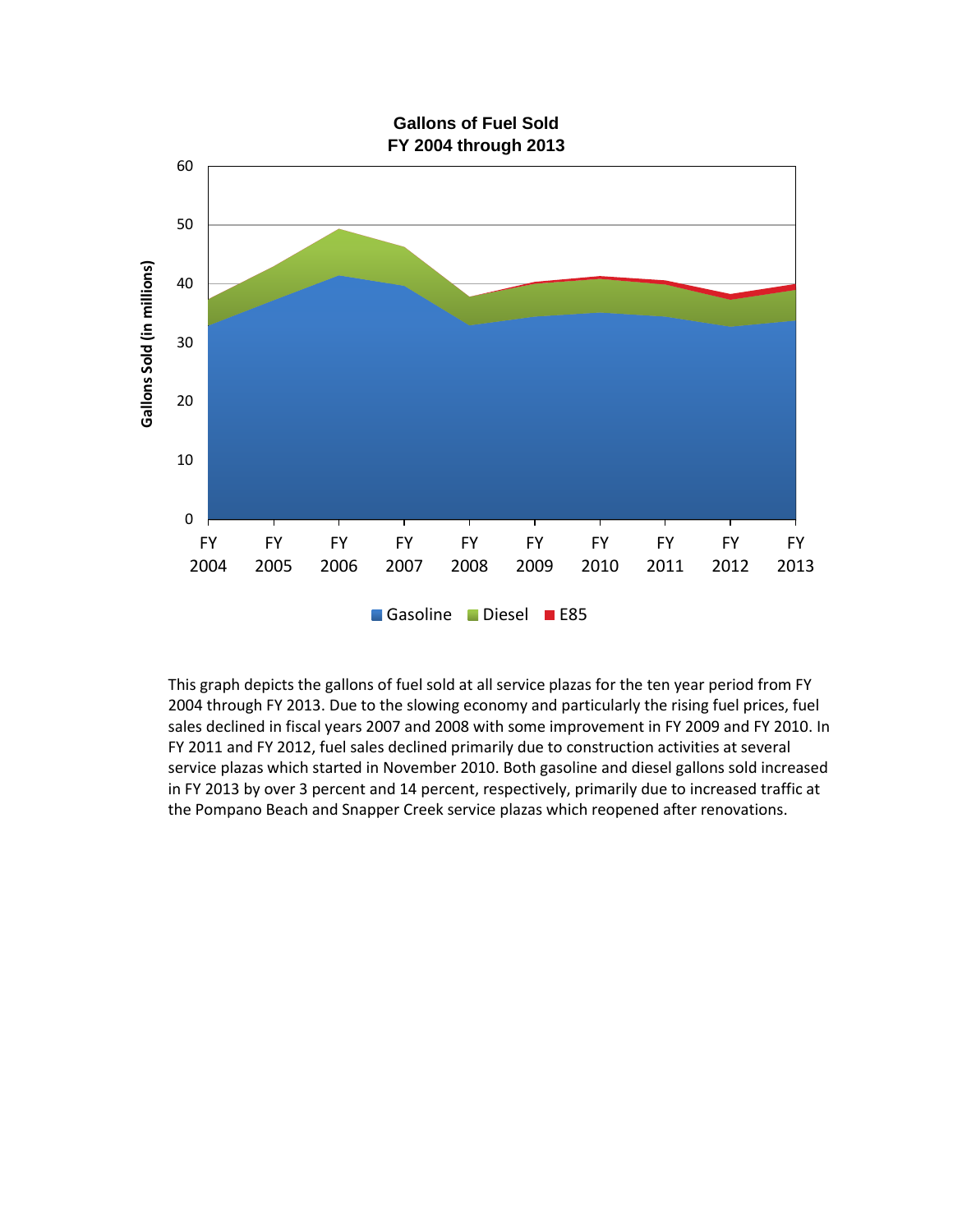**Gallons of Fuel Sold**
**FY 2004 through 2013**

This graph depicts the gallons of fuel sold at all service plazas for the ten year period from FY 2004 through FY 2013. Due to the slowing economy and particularly the rising fuel prices, fuel sales declined in fiscal years 2007 and 2008 with some improvement in FY 2009 and FY 2010. In FY 2011 and FY 2012, fuel sales declined primarily due to construction activities at several service plazas which started in November 2010. Both gasoline and diesel gallons sold increased in FY 2013 by over 3 percent and 14 percent, respectively, primarily due to increased traffic at the Pompano Beach and Snapper Creek service plazas which reopened after renovations.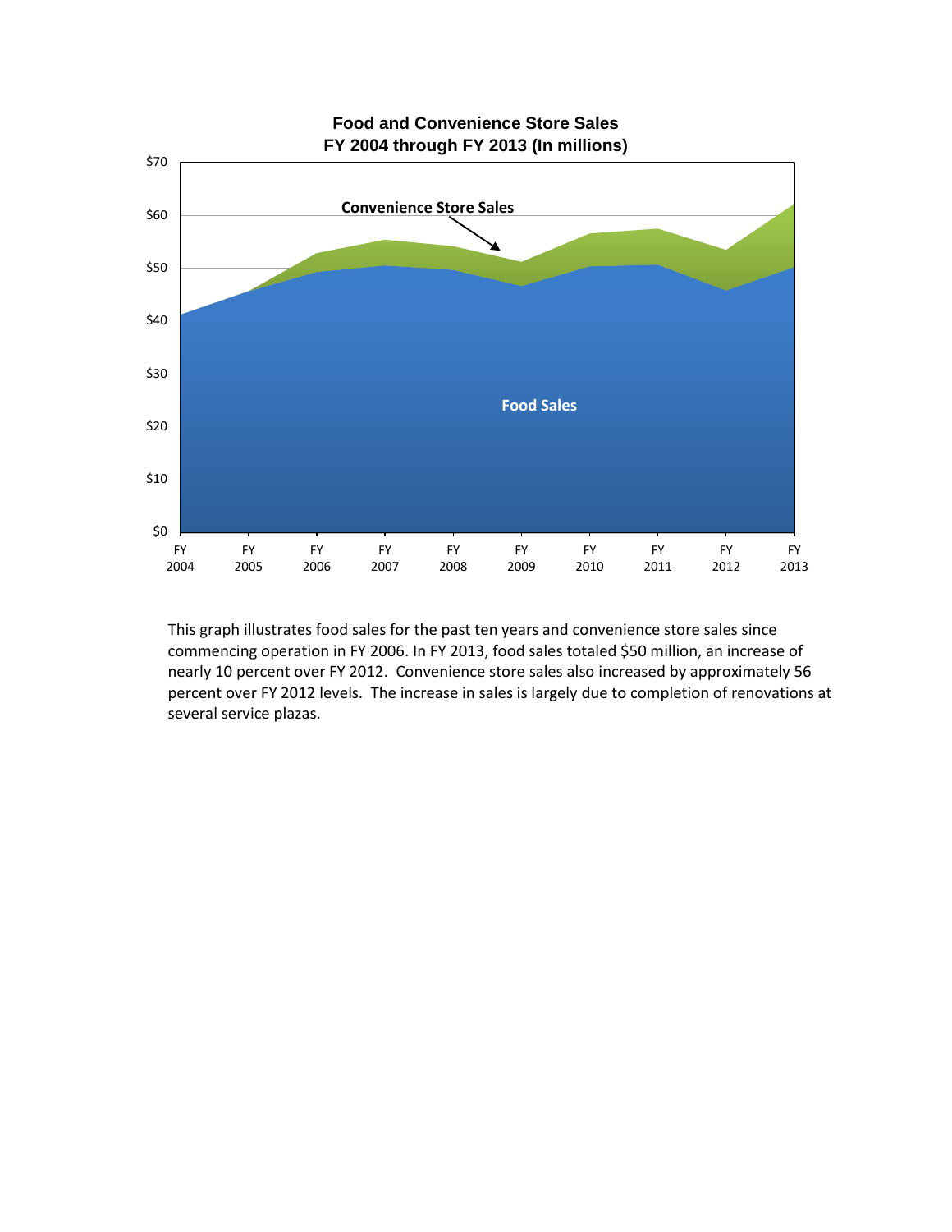**Food and Convenience Store Sales**
**FY 2004 through FY 2013 (In millions)**

This graph illustrates food sales for the past ten years and convenience store sales since commencing operation in FY 2006. In FY 2013, food sales totaled $50 million, an increase of nearly 10 percent over FY 2012. Convenience store sales also increased by approximately 56 percent over FY 2012 levels. The increase in sales is largely due to completion of renovations at several service plazas.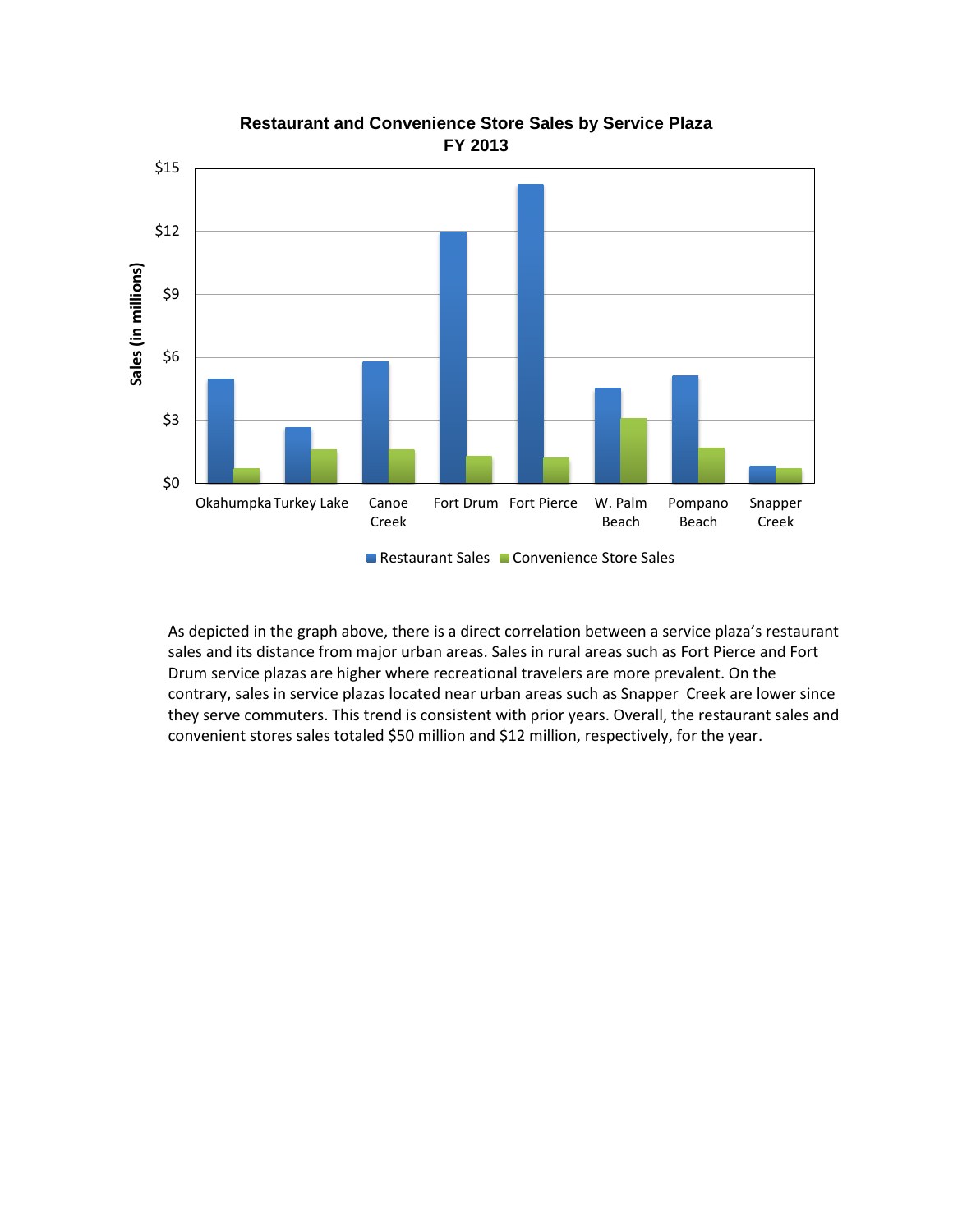**Restaurant and Convenience Store Sales by Service Plaza FY 2013**

As depicted in the graph above, there is a direct correlation between a service plaza's restaurant sales and its distance from major urban areas. Sales in rural areas such as Fort Pierce and Fort Drum service plazas are higher where recreational travelers are more prevalent. On the contrary, sales in service plazas located near urban areas such as Snapper Creek are lower since they serve commuters. This trend is consistent with prior years. Overall, the restaurant sales and convenient stores sales totaled $50 million and $12 million, respectively, for the year.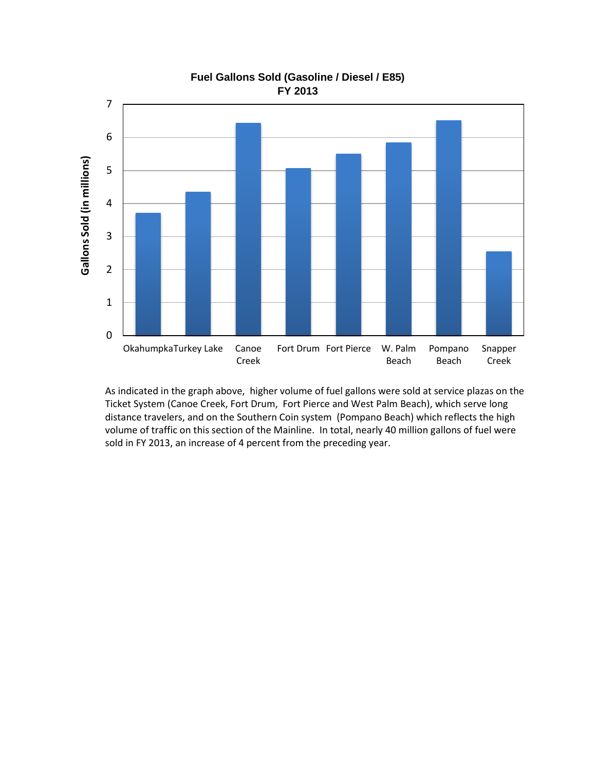Fuel Gallons Sold (Gasoline / Diesel / E85)
FY 2013

Gallons Sold (in millions)

7
6
5
4
3
2
1
0

Okahumpka
Turkey Lake
Canoe Creek
Fort Drum
Fort Pierce
W. Palm Beach
Pompano Beach
Snapper Creek

As indicated in the graph above, higher volume of fuel gallons were sold at service plazas on the Ticket System (Canoe Creek, Fort Drum, Fort Pierce and West Palm Beach), which serve long distance travelers, and on the Southern Coin system (Pompano Beach) which reflects the high volume of traffic on this section of the Mainline. In total, nearly 40 million gallons of fuel were sold in FY 2013, an increase of 4 percent from the preceding year.